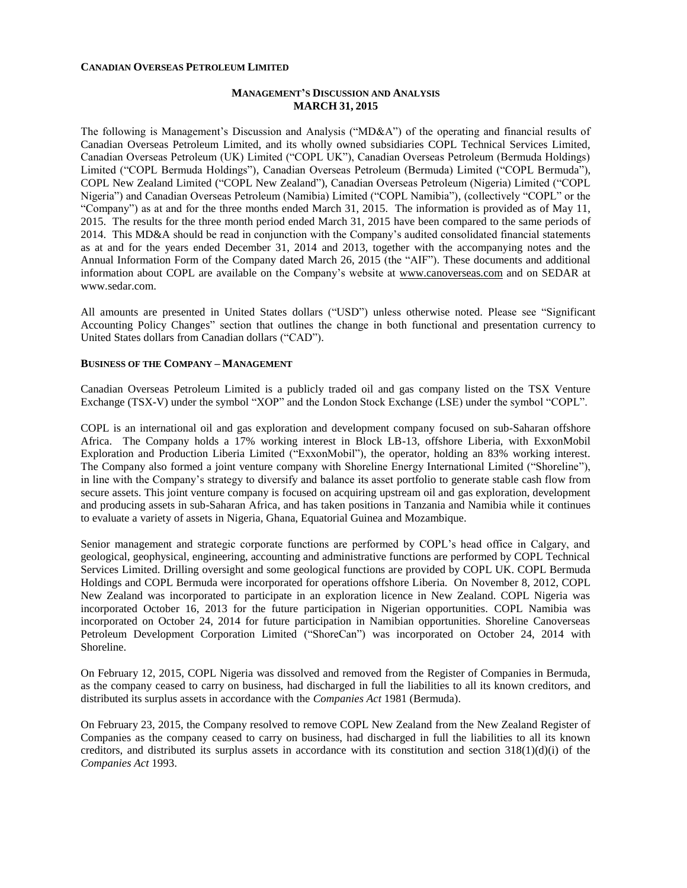**CANADIAN OVERSEAS PETROLEUM LIMITED**

**MANAGEMENT'S DISCUSSION AND ANALYSIS**
**MARCH 31, 2015**

The following is Management's Discussion and Analysis ("MD&A") of the operating and financial results of Canadian Overseas Petroleum Limited, and its wholly owned subsidiaries COPL Technical Services Limited, Canadian Overseas Petroleum (UK) Limited ("COPL UK"), Canadian Overseas Petroleum (Bermuda Holdings) Limited ("COPL Bermuda Holdings"), Canadian Overseas Petroleum (Bermuda) Limited ("COPL Bermuda"), COPL New Zealand Limited ("COPL New Zealand"), Canadian Overseas Petroleum (Nigeria) Limited ("COPL Nigeria") and Canadian Overseas Petroleum (Namibia) Limited ("COPL Namibia"), (collectively "COPL" or the "Company") as at and for the three months ended March 31, 2015. The information is provided as of May 11, 2015. The results for the three month period ended March 31, 2015 have been compared to the same periods of 2014. This MD&A should be read in conjunction with the Company's audited consolidated financial statements as at and for the years ended December 31, 2014 and 2013, together with the accompanying notes and the Annual Information Form of the Company dated March 26, 2015 (the "AIF"). These documents and additional information about COPL are available on the Company's website at www.canoverseas.com and on SEDAR at www.sedar.com.

All amounts are presented in United States dollars ("USD") unless otherwise noted. Please see "Significant Accounting Policy Changes" section that outlines the change in both functional and presentation currency to United States dollars from Canadian dollars ("CAD").

**BUSINESS OF THE COMPANY – MANAGEMENT**

Canadian Overseas Petroleum Limited is a publicly traded oil and gas company listed on the TSX Venture Exchange (TSX-V) under the symbol "XOP" and the London Stock Exchange (LSE) under the symbol "COPL".

COPL is an international oil and gas exploration and development company focused on sub-Saharan offshore Africa. The Company holds a 17% working interest in Block LB-13, offshore Liberia, with ExxonMobil Exploration and Production Liberia Limited ("ExxonMobil"), the operator, holding an 83% working interest. The Company also formed a joint venture company with Shoreline Energy International Limited ("Shoreline"), in line with the Company's strategy to diversify and balance its asset portfolio to generate stable cash flow from secure assets. This joint venture company is focused on acquiring upstream oil and gas exploration, development and producing assets in sub-Saharan Africa, and has taken positions in Tanzania and Namibia while it continues to evaluate a variety of assets in Nigeria, Ghana, Equatorial Guinea and Mozambique.

Senior management and strategic corporate functions are performed by COPL's head office in Calgary, and geological, geophysical, engineering, accounting and administrative functions are performed by COPL Technical Services Limited. Drilling oversight and some geological functions are provided by COPL UK. COPL Bermuda Holdings and COPL Bermuda were incorporated for operations offshore Liberia. On November 8, 2012, COPL New Zealand was incorporated to participate in an exploration licence in New Zealand. COPL Nigeria was incorporated October 16, 2013 for the future participation in Nigerian opportunities. COPL Namibia was incorporated on October 24, 2014 for future participation in Namibian opportunities. Shoreline Canoverseas Petroleum Development Corporation Limited ("ShoreCan") was incorporated on October 24, 2014 with Shoreline.

On February 12, 2015, COPL Nigeria was dissolved and removed from the Register of Companies in Bermuda, as the company ceased to carry on business, had discharged in full the liabilities to all its known creditors, and distributed its surplus assets in accordance with the *Companies Act* 1981 (Bermuda).

On February 23, 2015, the Company resolved to remove COPL New Zealand from the New Zealand Register of Companies as the company ceased to carry on business, had discharged in full the liabilities to all its known creditors, and distributed its surplus assets in accordance with its constitution and section 318(1)(d)(i) of the *Companies Act* 1993.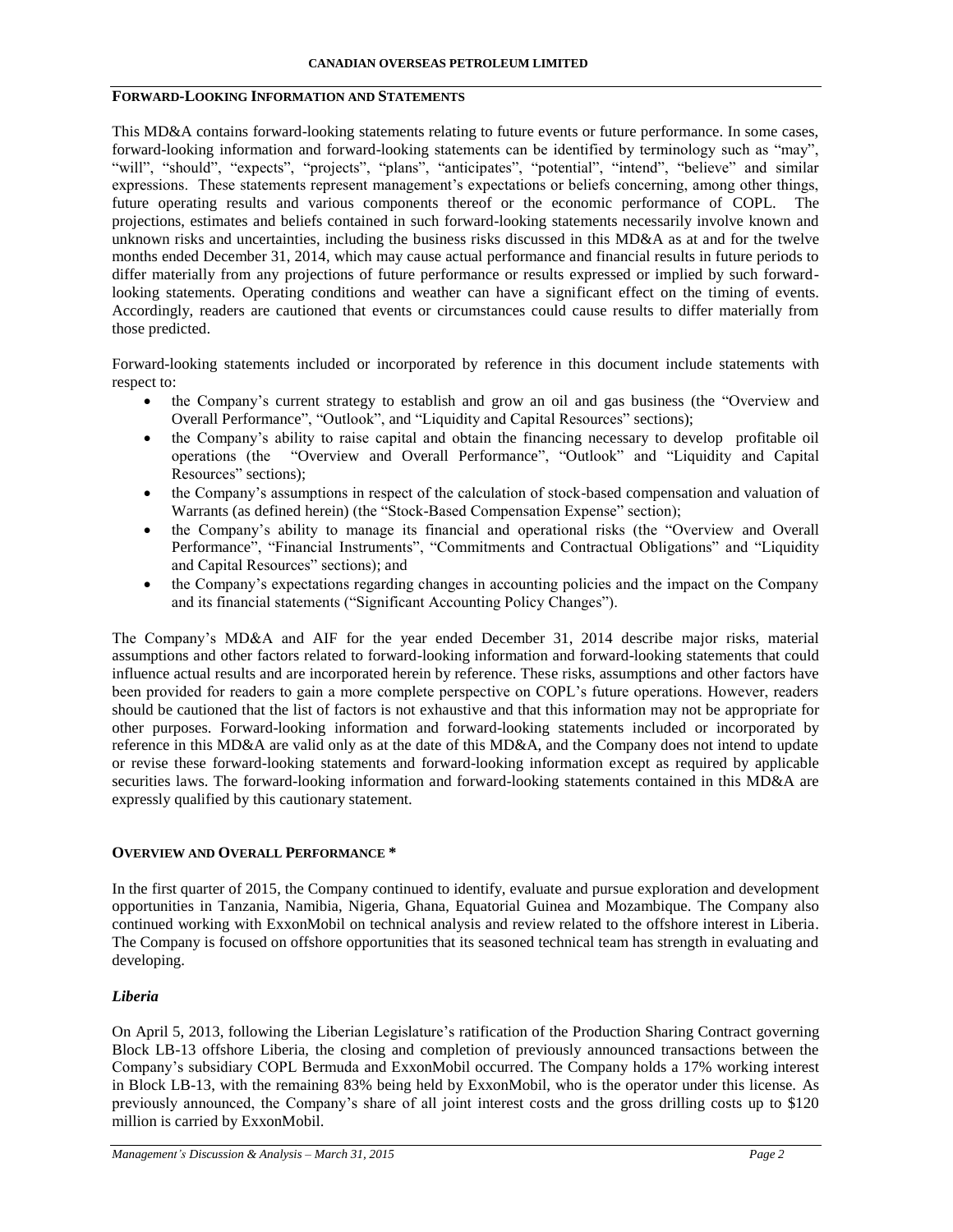## Forward-Looking Information and Statements

This MD&A contains forward-looking statements relating to future events or future performance. In some cases, forward-looking information and forward-looking statements can be identified by terminology such as "may", "will", "should", "expects", "projects", "plans", "anticipates", "potential", "intend", "believe" and similar expressions. These statements represent management's expectations or beliefs concerning, among other things, future operating results and various components thereof or the economic performance of COPL. The projections, estimates and beliefs contained in such forward-looking statements necessarily involve known and unknown risks and uncertainties, including the business risks discussed in this MD&A as at and for the twelve months ended December 31, 2014, which may cause actual performance and financial results in future periods to differ materially from any projections of future performance or results expressed or implied by such forward-looking statements. Operating conditions and weather can have a significant effect on the timing of events. Accordingly, readers are cautioned that events or circumstances could cause results to differ materially from those predicted.

Forward-looking statements included or incorporated by reference in this document include statements with respect to:

- the Company's current strategy to establish and grow an oil and gas business (the "Overview and Overall Performance", "Outlook", and "Liquidity and Capital Resources" sections);
- the Company's ability to raise capital and obtain the financing necessary to develop profitable oil operations (the "Overview and Overall Performance", "Outlook" and "Liquidity and Capital Resources" sections);
- the Company's assumptions in respect of the calculation of stock-based compensation and valuation of Warrants (as defined herein) (the "Stock-Based Compensation Expense" section);
- the Company's ability to manage its financial and operational risks (the "Overview and Overall Performance", "Financial Instruments", "Commitments and Contractual Obligations" and "Liquidity and Capital Resources" sections); and
- the Company's expectations regarding changes in accounting policies and the impact on the Company and its financial statements ("Significant Accounting Policy Changes").

The Company's MD&A and AIF for the year ended December 31, 2014 describe major risks, material assumptions and other factors related to forward-looking information and forward-looking statements that could influence actual results and are incorporated herein by reference. These risks, assumptions and other factors have been provided for readers to gain a more complete perspective on COPL's future operations. However, readers should be cautioned that the list of factors is not exhaustive and that this information may not be appropriate for other purposes. Forward-looking information and forward-looking statements included or incorporated by reference in this MD&A are valid only as at the date of this MD&A, and the Company does not intend to update or revise these forward-looking statements and forward-looking information except as required by applicable securities laws. The forward-looking information and forward-looking statements contained in this MD&A are expressly qualified by this cautionary statement.

## Overview and Overall Performance *

In the first quarter of 2015, the Company continued to identify, evaluate and pursue exploration and development opportunities in Tanzania, Namibia, Nigeria, Ghana, Equatorial Guinea and Mozambique. The Company also continued working with ExxonMobil on technical analysis and review related to the offshore interest in Liberia. The Company is focused on offshore opportunities that its seasoned technical team has strength in evaluating and developing.

### *Liberia*

On April 5, 2013, following the Liberian Legislature's ratification of the Production Sharing Contract governing Block LB-13 offshore Liberia, the closing and completion of previously announced transactions between the Company's subsidiary COPL Bermuda and ExxonMobil occurred. The Company holds a 17% working interest in Block LB-13, with the remaining 83% being held by ExxonMobil, who is the operator under this license. As previously announced, the Company's share of all joint interest costs and the gross drilling costs up to $120 million is carried by ExxonMobil.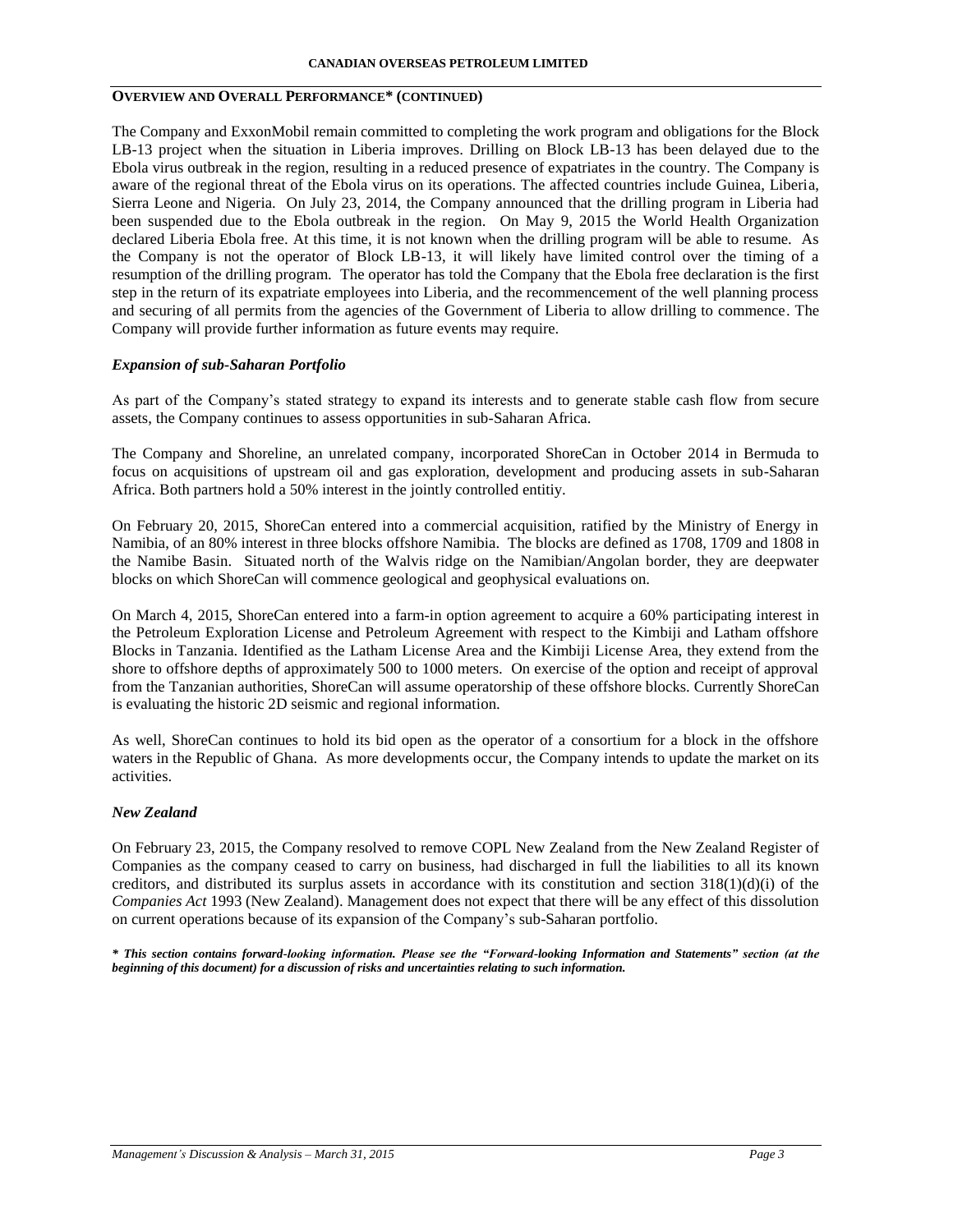## OVERVIEW AND OVERALL PERFORMANCE* (CONTINUED)

The Company and ExxonMobil remain committed to completing the work program and obligations for the Block LB-13 project when the situation in Liberia improves. Drilling on Block LB-13 has been delayed due to the Ebola virus outbreak in the region, resulting in a reduced presence of expatriates in the country. The Company is aware of the regional threat of the Ebola virus on its operations. The affected countries include Guinea, Liberia, Sierra Leone and Nigeria. On July 23, 2014, the Company announced that the drilling program in Liberia had been suspended due to the Ebola outbreak in the region. On May 9, 2015 the World Health Organization declared Liberia Ebola free. At this time, it is not known when the drilling program will be able to resume. As the Company is not the operator of Block LB-13, it will likely have limited control over the timing of a resumption of the drilling program. The operator has told the Company that the Ebola free declaration is the first step in the return of its expatriate employees into Liberia, and the recommencement of the well planning process and securing of all permits from the agencies of the Government of Liberia to allow drilling to commence. The Company will provide further information as future events may require.

### *Expansion of sub-Saharan Portfolio*

As part of the Company's stated strategy to expand its interests and to generate stable cash flow from secure assets, the Company continues to assess opportunities in sub-Saharan Africa.

The Company and Shoreline, an unrelated company, incorporated ShoreCan in October 2014 in Bermuda to focus on acquisitions of upstream oil and gas exploration, development and producing assets in sub-Saharan Africa. Both partners hold a 50% interest in the jointly controlled entitiy.

On February 20, 2015, ShoreCan entered into a commercial acquisition, ratified by the Ministry of Energy in Namibia, of an 80% interest in three blocks offshore Namibia. The blocks are defined as 1708, 1709 and 1808 in the Namibe Basin. Situated north of the Walvis ridge on the Namibian/Angolan border, they are deepwater blocks on which ShoreCan will commence geological and geophysical evaluations on.

On March 4, 2015, ShoreCan entered into a farm-in option agreement to acquire a 60% participating interest in the Petroleum Exploration License and Petroleum Agreement with respect to the Kimbiji and Latham offshore Blocks in Tanzania. Identified as the Latham License Area and the Kimbiji License Area, they extend from the shore to offshore depths of approximately 500 to 1000 meters. On exercise of the option and receipt of approval from the Tanzanian authorities, ShoreCan will assume operatorship of these offshore blocks. Currently ShoreCan is evaluating the historic 2D seismic and regional information.

As well, ShoreCan continues to hold its bid open as the operator of a consortium for a block in the offshore waters in the Republic of Ghana. As more developments occur, the Company intends to update the market on its activities.

### *New Zealand*

On February 23, 2015, the Company resolved to remove COPL New Zealand from the New Zealand Register of Companies as the company ceased to carry on business, had discharged in full the liabilities to all its known creditors, and distributed its surplus assets in accordance with its constitution and section 318(1)(d)(i) of the *Companies Act* 1993 (New Zealand). Management does not expect that there will be any effect of this dissolution on current operations because of its expansion of the Company's sub-Saharan portfolio.

***\* This section contains forward-looking information. Please see the "Forward-looking Information and Statements" section (at the beginning of this document) for a discussion of risks and uncertainties relating to such information.***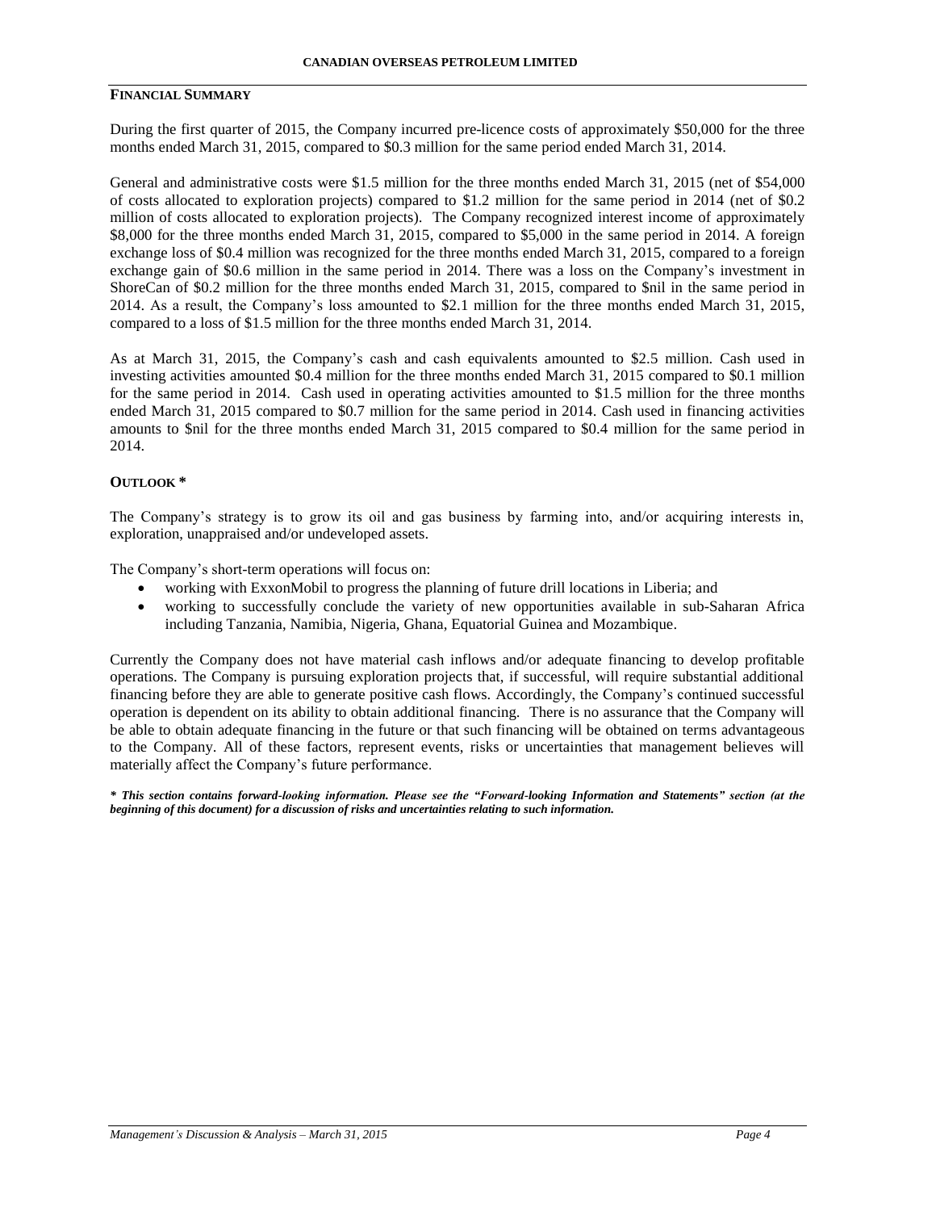## FINANCIAL SUMMARY

During the first quarter of 2015, the Company incurred pre-licence costs of approximately $50,000 for the three months ended March 31, 2015, compared to $0.3 million for the same period ended March 31, 2014.

General and administrative costs were $1.5 million for the three months ended March 31, 2015 (net of $54,000 of costs allocated to exploration projects) compared to $1.2 million for the same period in 2014 (net of $0.2 million of costs allocated to exploration projects). The Company recognized interest income of approximately $8,000 for the three months ended March 31, 2015, compared to $5,000 in the same period in 2014. A foreign exchange loss of $0.4 million was recognized for the three months ended March 31, 2015, compared to a foreign exchange gain of $0.6 million in the same period in 2014. There was a loss on the Company's investment in ShoreCan of $0.2 million for the three months ended March 31, 2015, compared to $nil in the same period in 2014. As a result, the Company's loss amounted to $2.1 million for the three months ended March 31, 2015, compared to a loss of $1.5 million for the three months ended March 31, 2014.

As at March 31, 2015, the Company's cash and cash equivalents amounted to $2.5 million. Cash used in investing activities amounted $0.4 million for the three months ended March 31, 2015 compared to $0.1 million for the same period in 2014. Cash used in operating activities amounted to $1.5 million for the three months ended March 31, 2015 compared to $0.7 million for the same period in 2014. Cash used in financing activities amounts to $nil for the three months ended March 31, 2015 compared to $0.4 million for the same period in 2014.

## OUTLOOK *

The Company's strategy is to grow its oil and gas business by farming into, and/or acquiring interests in, exploration, unappraised and/or undeveloped assets.

The Company's short-term operations will focus on:

- working with ExxonMobil to progress the planning of future drill locations in Liberia; and
- working to successfully conclude the variety of new opportunities available in sub-Saharan Africa including Tanzania, Namibia, Nigeria, Ghana, Equatorial Guinea and Mozambique.

Currently the Company does not have material cash inflows and/or adequate financing to develop profitable operations. The Company is pursuing exploration projects that, if successful, will require substantial additional financing before they are able to generate positive cash flows. Accordingly, the Company's continued successful operation is dependent on its ability to obtain additional financing. There is no assurance that the Company will be able to obtain adequate financing in the future or that such financing will be obtained on terms advantageous to the Company. All of these factors, represent events, risks or uncertainties that management believes will materially affect the Company's future performance.

***\* This section contains forward-looking information. Please see the "Forward-looking Information and Statements" section (at the beginning of this document) for a discussion of risks and uncertainties relating to such information.***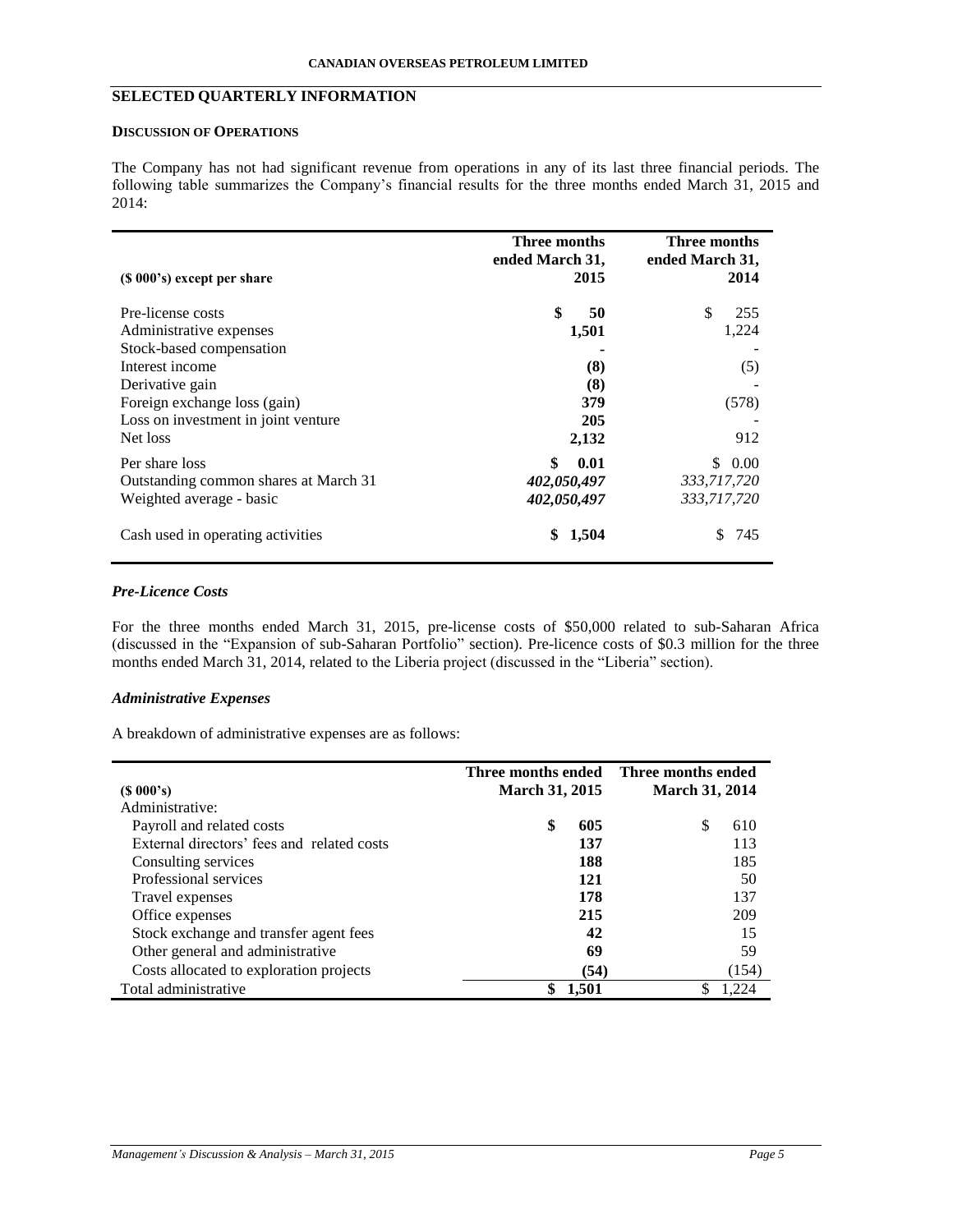## SELECTED QUARTERLY INFORMATION

### DISCUSSION OF OPERATIONS

The Company has not had significant revenue from operations in any of its last three financial periods. The following table summarizes the Company's financial results for the three months ended March 31, 2015 and 2014:

| ($ 000's) except per share | Three months ended March 31, 2015 | Three months ended March 31, 2014 |
|---|---|---|
| Pre-license costs | **$ 50** | $ 255 |
| Administrative expenses | **1,501** | 1,224 |
| Stock-based compensation | **-** | - |
| Interest income | **(8)** | (5) |
| Derivative gain | **(8)** | - |
| Foreign exchange loss (gain) | **379** | (578) |
| Loss on investment in joint venture | **205** | - |
| Net loss | **2,132** | 912 |
| Per share loss | **$ 0.01** | $ 0.00 |
| Outstanding common shares at March 31 | ***402,050,497*** | *333,717,720* |
| Weighted average - basic | ***402,050,497*** | *333,717,720* |
| Cash used in operating activities | **$ 1,504** | $ 745 |

#### *Pre-Licence Costs*

For the three months ended March 31, 2015, pre-license costs of $50,000 related to sub-Saharan Africa (discussed in the "Expansion of sub-Saharan Portfolio" section). Pre-licence costs of $0.3 million for the three months ended March 31, 2014, related to the Liberia project (discussed in the "Liberia" section).

#### *Administrative Expenses*

A breakdown of administrative expenses are as follows:

| ($ 000's) | Three months ended March 31, 2015 | Three months ended March 31, 2014 |
|---|---|---|
| Administrative: | | |
| Payroll and related costs | **$ 605** | $ 610 |
| External directors' fees and related costs | **137** | 113 |
| Consulting services | **188** | 185 |
| Professional services | **121** | 50 |
| Travel expenses | **178** | 137 |
| Office expenses | **215** | 209 |
| Stock exchange and transfer agent fees | **42** | 15 |
| Other general and administrative | **69** | 59 |
| Costs allocated to exploration projects | **(54)** | (154) |
| Total administrative | **$ 1,501** | $ 1,224 |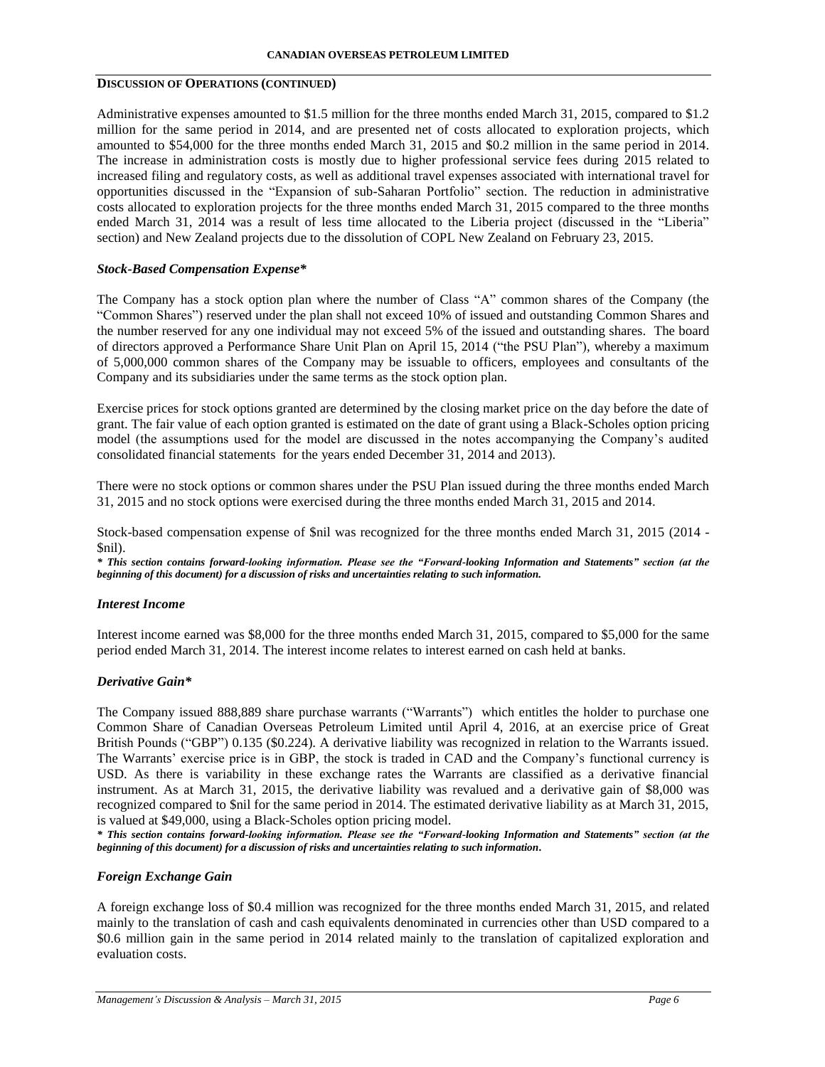## DISCUSSION OF OPERATIONS (CONTINUED)

Administrative expenses amounted to $1.5 million for the three months ended March 31, 2015, compared to $1.2 million for the same period in 2014, and are presented net of costs allocated to exploration projects, which amounted to $54,000 for the three months ended March 31, 2015 and $0.2 million in the same period in 2014. The increase in administration costs is mostly due to higher professional service fees during 2015 related to increased filing and regulatory costs, as well as additional travel expenses associated with international travel for opportunities discussed in the "Expansion of sub-Saharan Portfolio" section. The reduction in administrative costs allocated to exploration projects for the three months ended March 31, 2015 compared to the three months ended March 31, 2014 was a result of less time allocated to the Liberia project (discussed in the "Liberia" section) and New Zealand projects due to the dissolution of COPL New Zealand on February 23, 2015.

### *Stock-Based Compensation Expense**

The Company has a stock option plan where the number of Class "A" common shares of the Company (the "Common Shares") reserved under the plan shall not exceed 10% of issued and outstanding Common Shares and the number reserved for any one individual may not exceed 5% of the issued and outstanding shares. The board of directors approved a Performance Share Unit Plan on April 15, 2014 ("the PSU Plan"), whereby a maximum of 5,000,000 common shares of the Company may be issuable to officers, employees and consultants of the Company and its subsidiaries under the same terms as the stock option plan.

Exercise prices for stock options granted are determined by the closing market price on the day before the date of grant. The fair value of each option granted is estimated on the date of grant using a Black-Scholes option pricing model (the assumptions used for the model are discussed in the notes accompanying the Company's audited consolidated financial statements for the years ended December 31, 2014 and 2013).

There were no stock options or common shares under the PSU Plan issued during the three months ended March 31, 2015 and no stock options were exercised during the three months ended March 31, 2015 and 2014.

Stock-based compensation expense of $nil was recognized for the three months ended March 31, 2015 (2014 - $nil).

***\* This section contains forward-looking information. Please see the "Forward-looking Information and Statements" section (at the beginning of this document) for a discussion of risks and uncertainties relating to such information.***

### *Interest Income*

Interest income earned was $8,000 for the three months ended March 31, 2015, compared to $5,000 for the same period ended March 31, 2014. The interest income relates to interest earned on cash held at banks.

### *Derivative Gain**

The Company issued 888,889 share purchase warrants ("Warrants") which entitles the holder to purchase one Common Share of Canadian Overseas Petroleum Limited until April 4, 2016, at an exercise price of Great British Pounds ("GBP") 0.135 ($0.224). A derivative liability was recognized in relation to the Warrants issued. The Warrants' exercise price is in GBP, the stock is traded in CAD and the Company's functional currency is USD. As there is variability in these exchange rates the Warrants are classified as a derivative financial instrument. As at March 31, 2015, the derivative liability was revalued and a derivative gain of $8,000 was recognized compared to $nil for the same period in 2014. The estimated derivative liability as at March 31, 2015, is valued at $49,000, using a Black-Scholes option pricing model.

***\* This section contains forward-looking information. Please see the "Forward-looking Information and Statements" section (at the beginning of this document) for a discussion of risks and uncertainties relating to such information.***

### *Foreign Exchange Gain*

A foreign exchange loss of $0.4 million was recognized for the three months ended March 31, 2015, and related mainly to the translation of cash and cash equivalents denominated in currencies other than USD compared to a $0.6 million gain in the same period in 2014 related mainly to the translation of capitalized exploration and evaluation costs.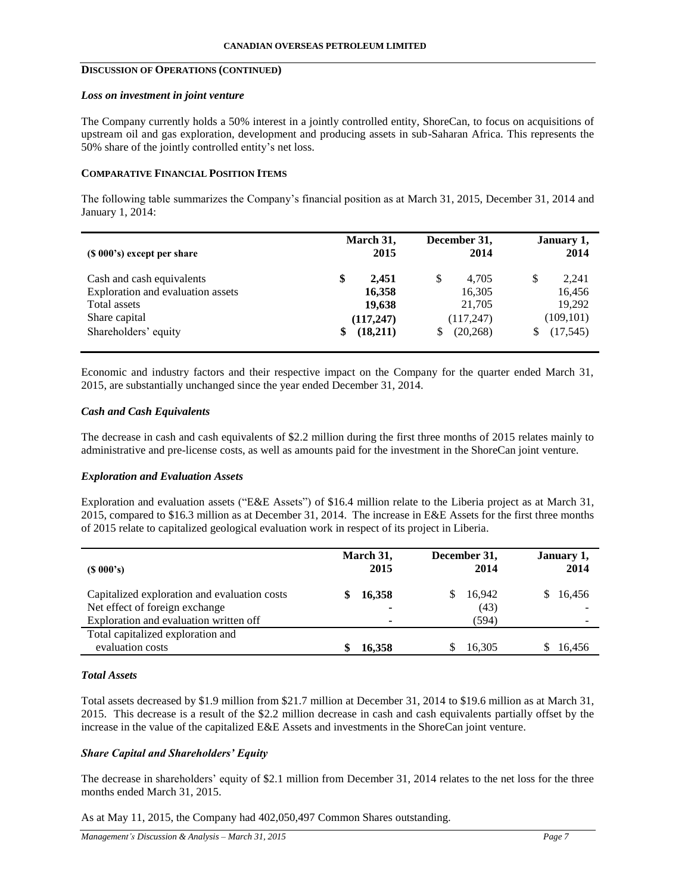## DISCUSSION OF OPERATIONS (CONTINUED)

### *Loss on investment in joint venture*

The Company currently holds a 50% interest in a jointly controlled entity, ShoreCan, to focus on acquisitions of upstream oil and gas exploration, development and producing assets in sub-Saharan Africa. This represents the 50% share of the jointly controlled entity's net loss.

## COMPARATIVE FINANCIAL POSITION ITEMS

The following table summarizes the Company's financial position as at March 31, 2015, December 31, 2014 and January 1, 2014:

| ($ 000's) except per share | March 31, 2015 | December 31, 2014 | January 1, 2014 |
|---|---|---|---|
| Cash and cash equivalents | **$ 2,451** | $ 4,705 | $ 2,241 |
| Exploration and evaluation assets | **16,358** | 16,305 | 16,456 |
| Total assets | **19,638** | 21,705 | 19,292 |
| Share capital | **(117,247)** | (117,247) | (109,101) |
| Shareholders' equity | **$ (18,211)** | $ (20,268) | $ (17,545) |

Economic and industry factors and their respective impact on the Company for the quarter ended March 31, 2015, are substantially unchanged since the year ended December 31, 2014.

### *Cash and Cash Equivalents*

The decrease in cash and cash equivalents of $2.2 million during the first three months of 2015 relates mainly to administrative and pre-license costs, as well as amounts paid for the investment in the ShoreCan joint venture.

### *Exploration and Evaluation Assets*

Exploration and evaluation assets ("E&E Assets") of $16.4 million relate to the Liberia project as at March 31, 2015, compared to $16.3 million as at December 31, 2014. The increase in E&E Assets for the first three months of 2015 relate to capitalized geological evaluation work in respect of its project in Liberia.

| ($ 000's) | March 31, 2015 | December 31, 2014 | January 1, 2014 |
|---|---|---|---|
| Capitalized exploration and evaluation costs | **$ 16,358** | $ 16,942 | $ 16,456 |
| Net effect of foreign exchange | **-** | (43) | - |
| Exploration and evaluation written off | **-** | (594) | - |
| Total capitalized exploration and evaluation costs | **$ 16,358** | $ 16,305 | $ 16,456 |

### *Total Assets*

Total assets decreased by $1.9 million from $21.7 million at December 31, 2014 to $19.6 million as at March 31, 2015. This decrease is a result of the $2.2 million decrease in cash and cash equivalents partially offset by the increase in the value of the capitalized E&E Assets and investments in the ShoreCan joint venture.

### *Share Capital and Shareholders' Equity*

The decrease in shareholders' equity of $2.1 million from December 31, 2014 relates to the net loss for the three months ended March 31, 2015.

As at May 11, 2015, the Company had 402,050,497 Common Shares outstanding.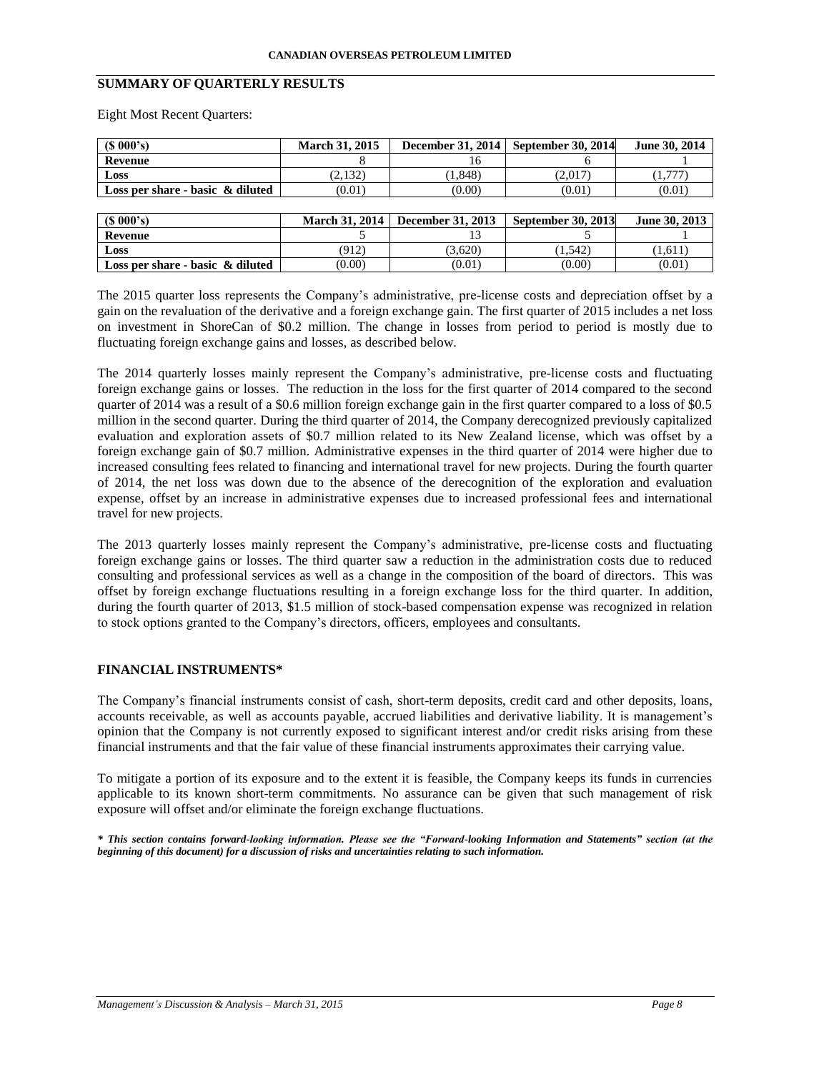## SUMMARY OF QUARTERLY RESULTS

Eight Most Recent Quarters:

| ($ 000's) | March 31, 2015 | December 31, 2014 | September 30, 2014 | June 30, 2014 |
|---|---|---|---|---|
| **Revenue** | 8 | 16 | 6 | 1 |
| **Loss** | (2,132) | (1,848) | (2,017) | (1,777) |
| **Loss per share - basic & diluted** | (0.01) | (0.00) | (0.01) | (0.01) |

| ($ 000's) | March 31, 2014 | December 31, 2013 | September 30, 2013 | June 30, 2013 |
|---|---|---|---|---|
| **Revenue** | 5 | 13 | 5 | 1 |
| **Loss** | (912) | (3,620) | (1,542) | (1,611) |
| **Loss per share - basic & diluted** | (0.00) | (0.01) | (0.00) | (0.01) |

The 2015 quarter loss represents the Company's administrative, pre-license costs and depreciation offset by a gain on the revaluation of the derivative and a foreign exchange gain. The first quarter of 2015 includes a net loss on investment in ShoreCan of $0.2 million. The change in losses from period to period is mostly due to fluctuating foreign exchange gains and losses, as described below.

The 2014 quarterly losses mainly represent the Company's administrative, pre-license costs and fluctuating foreign exchange gains or losses. The reduction in the loss for the first quarter of 2014 compared to the second quarter of 2014 was a result of a $0.6 million foreign exchange gain in the first quarter compared to a loss of $0.5 million in the second quarter. During the third quarter of 2014, the Company derecognized previously capitalized evaluation and exploration assets of $0.7 million related to its New Zealand license, which was offset by a foreign exchange gain of $0.7 million. Administrative expenses in the third quarter of 2014 were higher due to increased consulting fees related to financing and international travel for new projects. During the fourth quarter of 2014, the net loss was down due to the absence of the derecognition of the exploration and evaluation expense, offset by an increase in administrative expenses due to increased professional fees and international travel for new projects.

The 2013 quarterly losses mainly represent the Company's administrative, pre-license costs and fluctuating foreign exchange gains or losses. The third quarter saw a reduction in the administration costs due to reduced consulting and professional services as well as a change in the composition of the board of directors. This was offset by foreign exchange fluctuations resulting in a foreign exchange loss for the third quarter. In addition, during the fourth quarter of 2013, $1.5 million of stock-based compensation expense was recognized in relation to stock options granted to the Company's directors, officers, employees and consultants.

## FINANCIAL INSTRUMENTS*

The Company's financial instruments consist of cash, short-term deposits, credit card and other deposits, loans, accounts receivable, as well as accounts payable, accrued liabilities and derivative liability. It is management's opinion that the Company is not currently exposed to significant interest and/or credit risks arising from these financial instruments and that the fair value of these financial instruments approximates their carrying value.

To mitigate a portion of its exposure and to the extent it is feasible, the Company keeps its funds in currencies applicable to its known short-term commitments. No assurance can be given that such management of risk exposure will offset and/or eliminate the foreign exchange fluctuations.

***\* This section contains forward-looking information. Please see the "Forward-looking Information and Statements" section (at the beginning of this document) for a discussion of risks and uncertainties relating to such information.***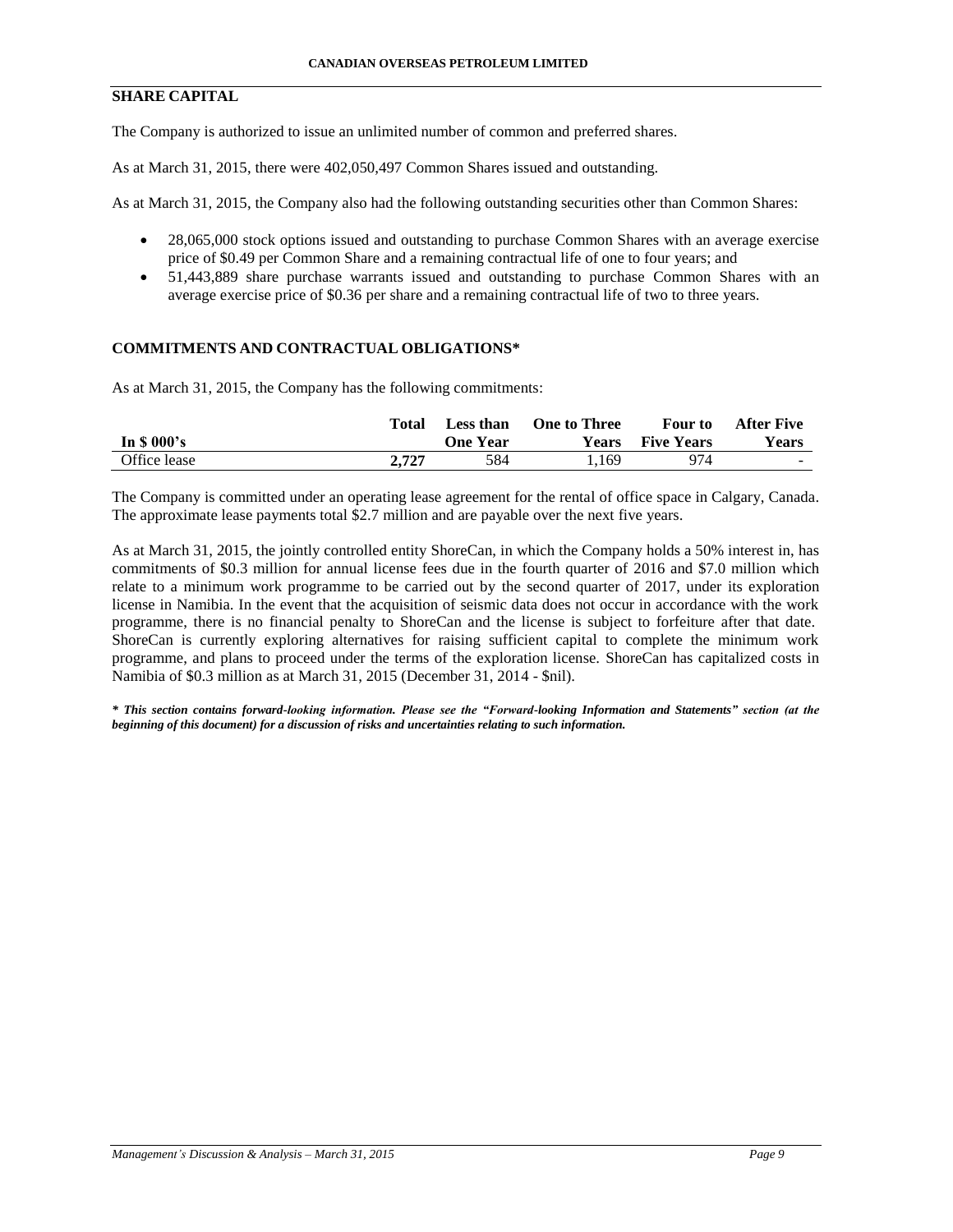## SHARE CAPITAL

The Company is authorized to issue an unlimited number of common and preferred shares.

As at March 31, 2015, there were 402,050,497 Common Shares issued and outstanding.

As at March 31, 2015, the Company also had the following outstanding securities other than Common Shares:

- 28,065,000 stock options issued and outstanding to purchase Common Shares with an average exercise price of $0.49 per Common Share and a remaining contractual life of one to four years; and
- 51,443,889 share purchase warrants issued and outstanding to purchase Common Shares with an average exercise price of $0.36 per share and a remaining contractual life of two to three years.

## COMMITMENTS AND CONTRACTUAL OBLIGATIONS*

As at March 31, 2015, the Company has the following commitments:

| In $ 000's | Total | Less than One Year | One to Three Years | Four to Five Years | After Five Years |
|---|---|---|---|---|---|
| Office lease | **2,727** | 584 | 1,169 | 974 | - |

The Company is committed under an operating lease agreement for the rental of office space in Calgary, Canada. The approximate lease payments total $2.7 million and are payable over the next five years.

As at March 31, 2015, the jointly controlled entity ShoreCan, in which the Company holds a 50% interest in, has commitments of $0.3 million for annual license fees due in the fourth quarter of 2016 and $7.0 million which relate to a minimum work programme to be carried out by the second quarter of 2017, under its exploration license in Namibia. In the event that the acquisition of seismic data does not occur in accordance with the work programme, there is no financial penalty to ShoreCan and the license is subject to forfeiture after that date. ShoreCan is currently exploring alternatives for raising sufficient capital to complete the minimum work programme, and plans to proceed under the terms of the exploration license. ShoreCan has capitalized costs in Namibia of $0.3 million as at March 31, 2015 (December 31, 2014 - $nil).

***\* This section contains forward-looking information. Please see the "Forward-looking Information and Statements" section (at the beginning of this document) for a discussion of risks and uncertainties relating to such information.***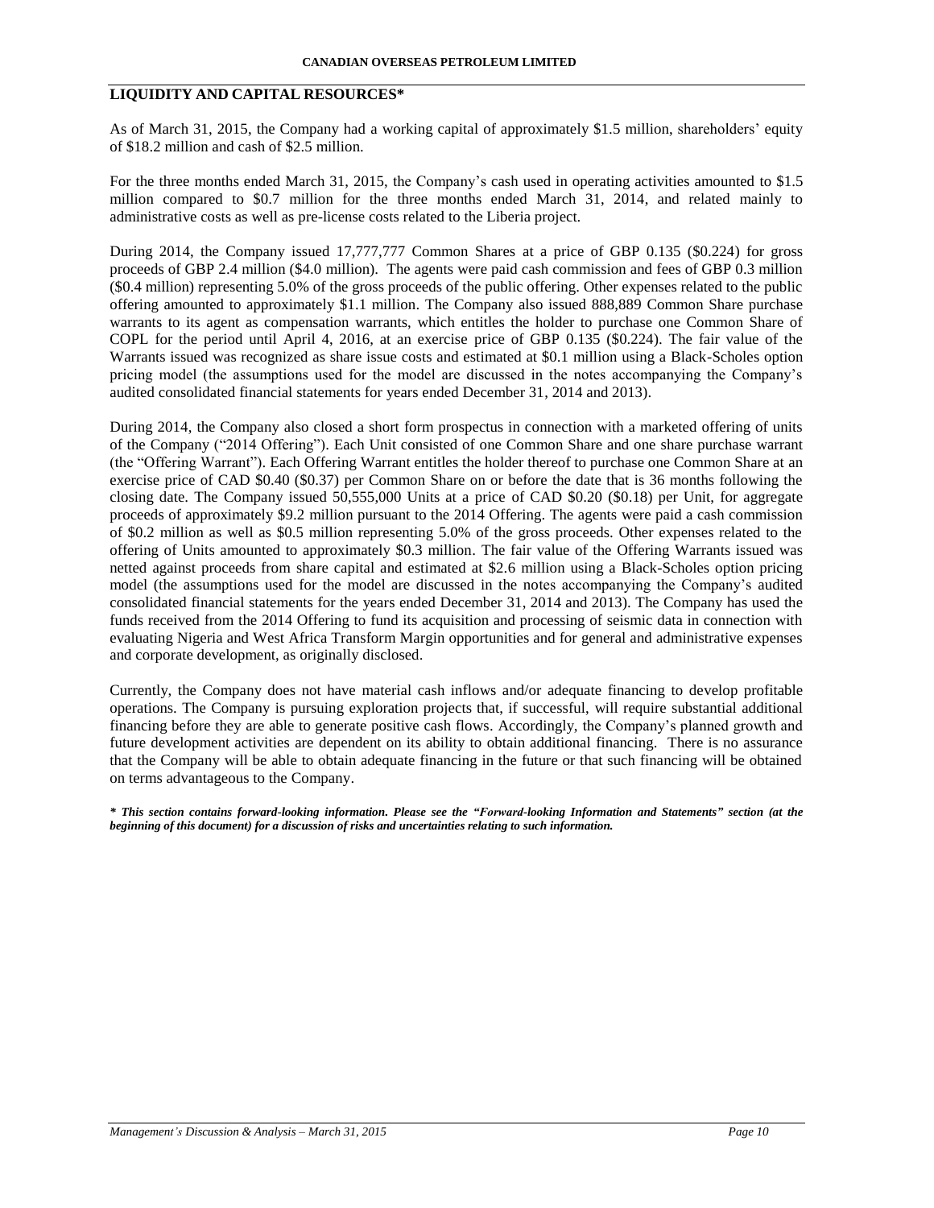## LIQUIDITY AND CAPITAL RESOURCES*

As of March 31, 2015, the Company had a working capital of approximately $1.5 million, shareholders' equity of $18.2 million and cash of $2.5 million.

For the three months ended March 31, 2015, the Company's cash used in operating activities amounted to $1.5 million compared to $0.7 million for the three months ended March 31, 2014, and related mainly to administrative costs as well as pre-license costs related to the Liberia project.

During 2014, the Company issued 17,777,777 Common Shares at a price of GBP 0.135 ($0.224) for gross proceeds of GBP 2.4 million ($4.0 million). The agents were paid cash commission and fees of GBP 0.3 million ($0.4 million) representing 5.0% of the gross proceeds of the public offering. Other expenses related to the public offering amounted to approximately $1.1 million. The Company also issued 888,889 Common Share purchase warrants to its agent as compensation warrants, which entitles the holder to purchase one Common Share of COPL for the period until April 4, 2016, at an exercise price of GBP 0.135 ($0.224). The fair value of the Warrants issued was recognized as share issue costs and estimated at $0.1 million using a Black-Scholes option pricing model (the assumptions used for the model are discussed in the notes accompanying the Company's audited consolidated financial statements for years ended December 31, 2014 and 2013).

During 2014, the Company also closed a short form prospectus in connection with a marketed offering of units of the Company ("2014 Offering"). Each Unit consisted of one Common Share and one share purchase warrant (the "Offering Warrant"). Each Offering Warrant entitles the holder thereof to purchase one Common Share at an exercise price of CAD $0.40 ($0.37) per Common Share on or before the date that is 36 months following the closing date. The Company issued 50,555,000 Units at a price of CAD $0.20 ($0.18) per Unit, for aggregate proceeds of approximately $9.2 million pursuant to the 2014 Offering. The agents were paid a cash commission of $0.2 million as well as $0.5 million representing 5.0% of the gross proceeds. Other expenses related to the offering of Units amounted to approximately $0.3 million. The fair value of the Offering Warrants issued was netted against proceeds from share capital and estimated at $2.6 million using a Black-Scholes option pricing model (the assumptions used for the model are discussed in the notes accompanying the Company's audited consolidated financial statements for the years ended December 31, 2014 and 2013). The Company has used the funds received from the 2014 Offering to fund its acquisition and processing of seismic data in connection with evaluating Nigeria and West Africa Transform Margin opportunities and for general and administrative expenses and corporate development, as originally disclosed.

Currently, the Company does not have material cash inflows and/or adequate financing to develop profitable operations. The Company is pursuing exploration projects that, if successful, will require substantial additional financing before they are able to generate positive cash flows. Accordingly, the Company's planned growth and future development activities are dependent on its ability to obtain additional financing. There is no assurance that the Company will be able to obtain adequate financing in the future or that such financing will be obtained on terms advantageous to the Company.

***\* This section contains forward-looking information. Please see the "Forward-looking Information and Statements" section (at the beginning of this document) for a discussion of risks and uncertainties relating to such information.***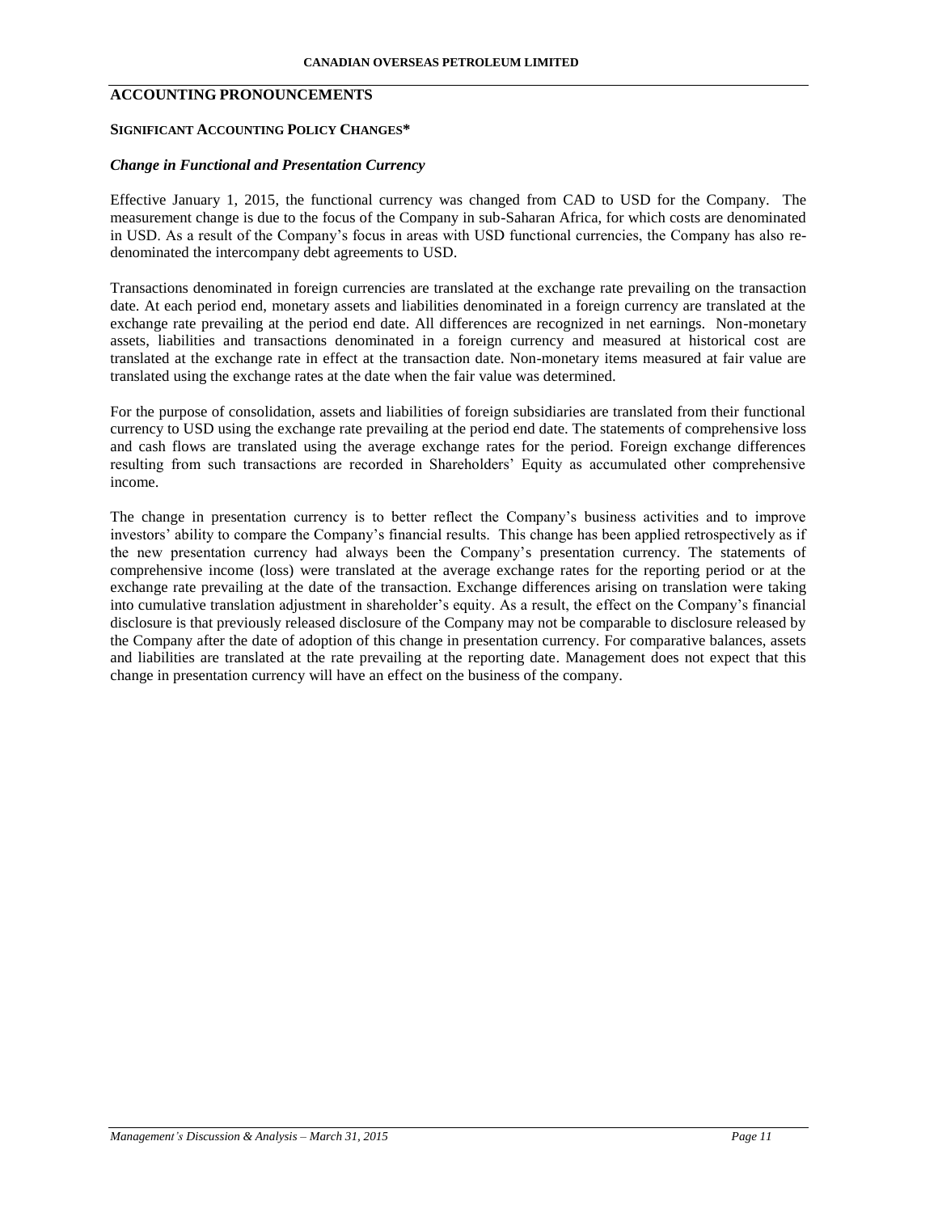## ACCOUNTING PRONOUNCEMENTS

### SIGNIFICANT ACCOUNTING POLICY CHANGES*

#### *Change in Functional and Presentation Currency*

Effective January 1, 2015, the functional currency was changed from CAD to USD for the Company. The measurement change is due to the focus of the Company in sub-Saharan Africa, for which costs are denominated in USD. As a result of the Company's focus in areas with USD functional currencies, the Company has also re-denominated the intercompany debt agreements to USD.

Transactions denominated in foreign currencies are translated at the exchange rate prevailing on the transaction date. At each period end, monetary assets and liabilities denominated in a foreign currency are translated at the exchange rate prevailing at the period end date. All differences are recognized in net earnings. Non-monetary assets, liabilities and transactions denominated in a foreign currency and measured at historical cost are translated at the exchange rate in effect at the transaction date. Non-monetary items measured at fair value are translated using the exchange rates at the date when the fair value was determined.

For the purpose of consolidation, assets and liabilities of foreign subsidiaries are translated from their functional currency to USD using the exchange rate prevailing at the period end date. The statements of comprehensive loss and cash flows are translated using the average exchange rates for the period. Foreign exchange differences resulting from such transactions are recorded in Shareholders' Equity as accumulated other comprehensive income.

The change in presentation currency is to better reflect the Company's business activities and to improve investors' ability to compare the Company's financial results. This change has been applied retrospectively as if the new presentation currency had always been the Company's presentation currency. The statements of comprehensive income (loss) were translated at the average exchange rates for the reporting period or at the exchange rate prevailing at the date of the transaction. Exchange differences arising on translation were taking into cumulative translation adjustment in shareholder's equity. As a result, the effect on the Company's financial disclosure is that previously released disclosure of the Company may not be comparable to disclosure released by the Company after the date of adoption of this change in presentation currency. For comparative balances, assets and liabilities are translated at the rate prevailing at the reporting date. Management does not expect that this change in presentation currency will have an effect on the business of the company.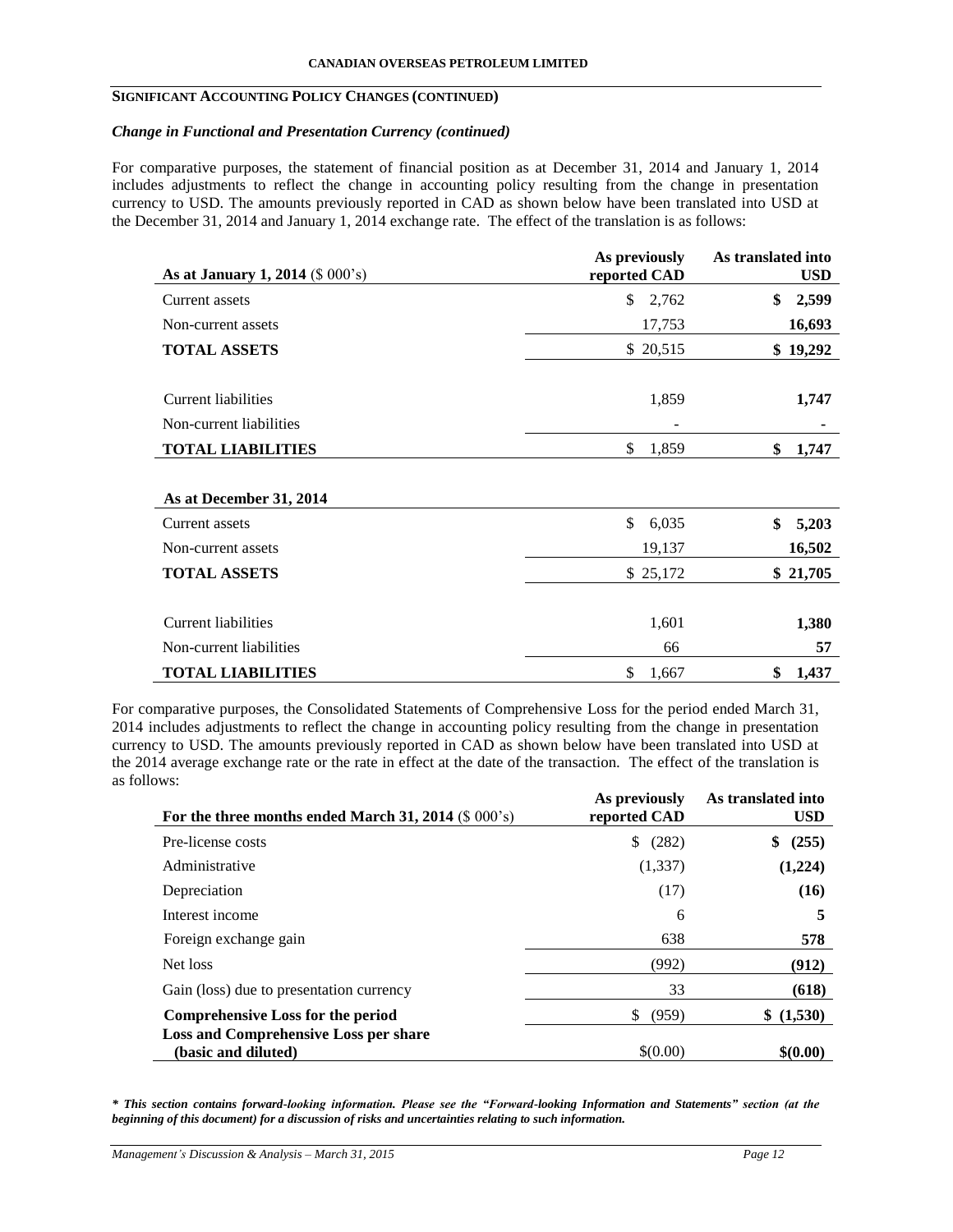## SIGNIFICANT ACCOUNTING POLICY CHANGES (CONTINUED)

### *Change in Functional and Presentation Currency (continued)*

For comparative purposes, the statement of financial position as at December 31, 2014 and January 1, 2014 includes adjustments to reflect the change in accounting policy resulting from the change in presentation currency to USD. The amounts previously reported in CAD as shown below have been translated into USD at the December 31, 2014 and January 1, 2014 exchange rate. The effect of the translation is as follows:

| As at January 1, 2014 ($ 000's) | As previously reported CAD | As translated into USD |
|---|---|---|
| Current assets | $ 2,762 | **$ 2,599** |
| Non-current assets | 17,753 | **16,693** |
| **TOTAL ASSETS** | $ 20,515 | **$ 19,292** |
| Current liabilities | 1,859 | **1,747** |
| Non-current liabilities | - | **-** |
| **TOTAL LIABILITIES** | $ 1,859 | **$ 1,747** |
| **As at December 31, 2014** | | |
| Current assets | $ 6,035 | **$ 5,203** |
| Non-current assets | 19,137 | **16,502** |
| **TOTAL ASSETS** | $ 25,172 | **$ 21,705** |
| Current liabilities | 1,601 | **1,380** |
| Non-current liabilities | 66 | **57** |
| **TOTAL LIABILITIES** | $ 1,667 | **$ 1,437** |

For comparative purposes, the Consolidated Statements of Comprehensive Loss for the period ended March 31, 2014 includes adjustments to reflect the change in accounting policy resulting from the change in presentation currency to USD. The amounts previously reported in CAD as shown below have been translated into USD at the 2014 average exchange rate or the rate in effect at the date of the transaction. The effect of the translation is as follows:

| For the three months ended March 31, 2014 ($ 000's) | As previously reported CAD | As translated into USD |
|---|---|---|
| Pre-license costs | $ (282) | **$ (255)** |
| Administrative | (1,337) | **(1,224)** |
| Depreciation | (17) | **(16)** |
| Interest income | 6 | **5** |
| Foreign exchange gain | 638 | **578** |
| Net loss | (992) | **(912)** |
| Gain (loss) due to presentation currency | 33 | **(618)** |
| **Comprehensive Loss for the period** | $ (959) | **$ (1,530)** |
| **Loss and Comprehensive Loss per share (basic and diluted)** | $(0.00) | **$(0.00)** |

***\* This section contains forward-looking information. Please see the "Forward-looking Information and Statements" section (at the beginning of this document) for a discussion of risks and uncertainties relating to such information.***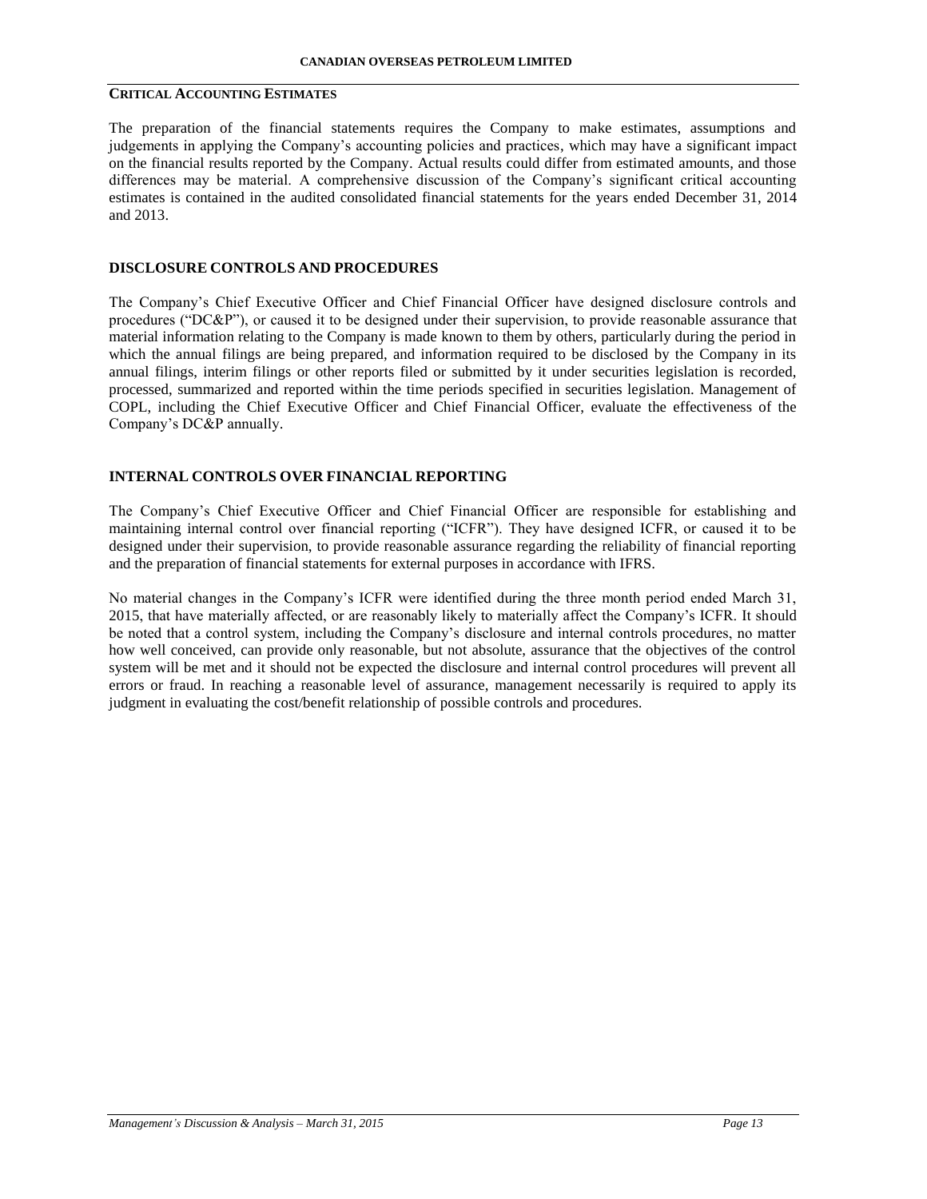## CRITICAL ACCOUNTING ESTIMATES

The preparation of the financial statements requires the Company to make estimates, assumptions and judgements in applying the Company's accounting policies and practices, which may have a significant impact on the financial results reported by the Company. Actual results could differ from estimated amounts, and those differences may be material. A comprehensive discussion of the Company's significant critical accounting estimates is contained in the audited consolidated financial statements for the years ended December 31, 2014 and 2013.

## DISCLOSURE CONTROLS AND PROCEDURES

The Company's Chief Executive Officer and Chief Financial Officer have designed disclosure controls and procedures ("DC&P"), or caused it to be designed under their supervision, to provide reasonable assurance that material information relating to the Company is made known to them by others, particularly during the period in which the annual filings are being prepared, and information required to be disclosed by the Company in its annual filings, interim filings or other reports filed or submitted by it under securities legislation is recorded, processed, summarized and reported within the time periods specified in securities legislation. Management of COPL, including the Chief Executive Officer and Chief Financial Officer, evaluate the effectiveness of the Company's DC&P annually.

## INTERNAL CONTROLS OVER FINANCIAL REPORTING

The Company's Chief Executive Officer and Chief Financial Officer are responsible for establishing and maintaining internal control over financial reporting ("ICFR"). They have designed ICFR, or caused it to be designed under their supervision, to provide reasonable assurance regarding the reliability of financial reporting and the preparation of financial statements for external purposes in accordance with IFRS.

No material changes in the Company's ICFR were identified during the three month period ended March 31, 2015, that have materially affected, or are reasonably likely to materially affect the Company's ICFR. It should be noted that a control system, including the Company's disclosure and internal controls procedures, no matter how well conceived, can provide only reasonable, but not absolute, assurance that the objectives of the control system will be met and it should not be expected the disclosure and internal control procedures will prevent all errors or fraud. In reaching a reasonable level of assurance, management necessarily is required to apply its judgment in evaluating the cost/benefit relationship of possible controls and procedures.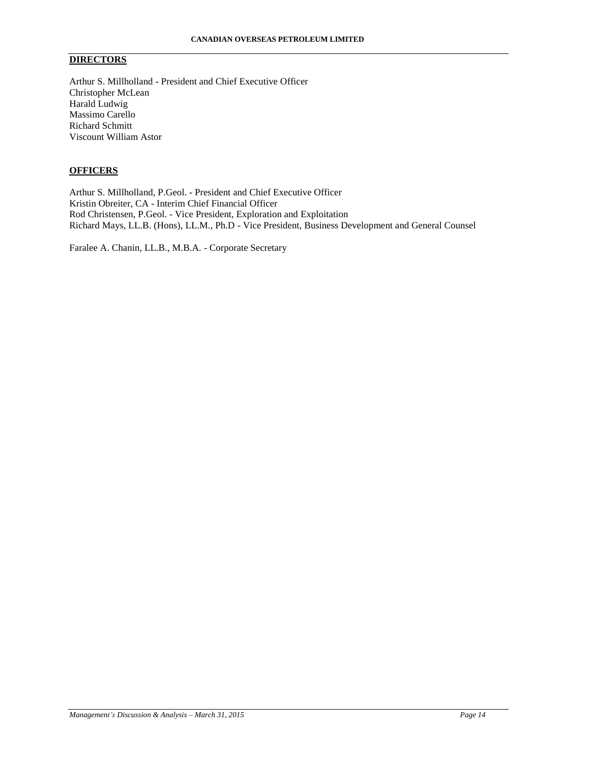## DIRECTORS

Arthur S. Millholland - President and Chief Executive Officer
Christopher McLean
Harald Ludwig
Massimo Carello
Richard Schmitt
Viscount William Astor

## OFFICERS

Arthur S. Millholland, P.Geol. - President and Chief Executive Officer
Kristin Obreiter, CA - Interim Chief Financial Officer
Rod Christensen, P.Geol. - Vice President, Exploration and Exploitation
Richard Mays, LL.B. (Hons), LL.M., Ph.D - Vice President, Business Development and General Counsel

Faralee A. Chanin, LL.B., M.B.A. - Corporate Secretary